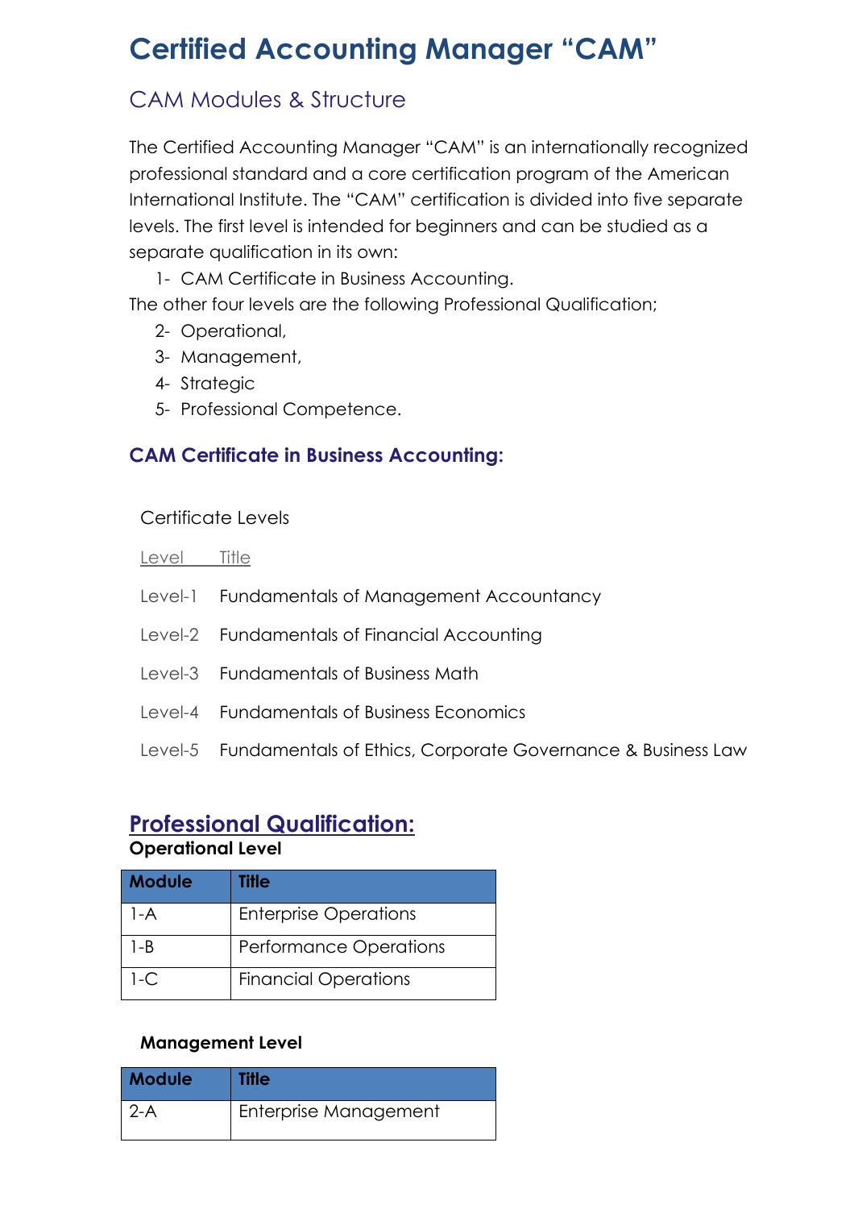# Certified Accounting Manager “CAM”

## CAM Modules & Structure

The Certified Accounting Manager “CAM” is an internationally recognized professional standard and a core certification program of the American International Institute. The “CAM” certification is divided into five separate levels. The first level is intended for beginners and can be studied as a separate qualification in its own:

1- CAM Certificate in Business Accounting.

The other four levels are the following Professional Qualification;

2- Operational,
3- Management,
4- Strategic
5- Professional Competence.

### CAM Certificate in Business Accounting:

Certificate Levels

| Level | Title |
|---|---|
| Level-1 | Fundamentals of Management Accountancy |
| Level-2 | Fundamentals of Financial Accounting |
| Level-3 | Fundamentals of Business Math |
| Level-4 | Fundamentals of Business Economics |
| Level-5 | Fundamentals of Ethics, Corporate Governance & Business Law |

## Professional Qualification:

**Operational Level**

| Module | Title |
|---|---|
| 1-A | Enterprise Operations |
| 1-B | Performance Operations |
| 1-C | Financial Operations |

**Management Level**

| Module | Title |
|---|---|
| 2-A | Enterprise Management |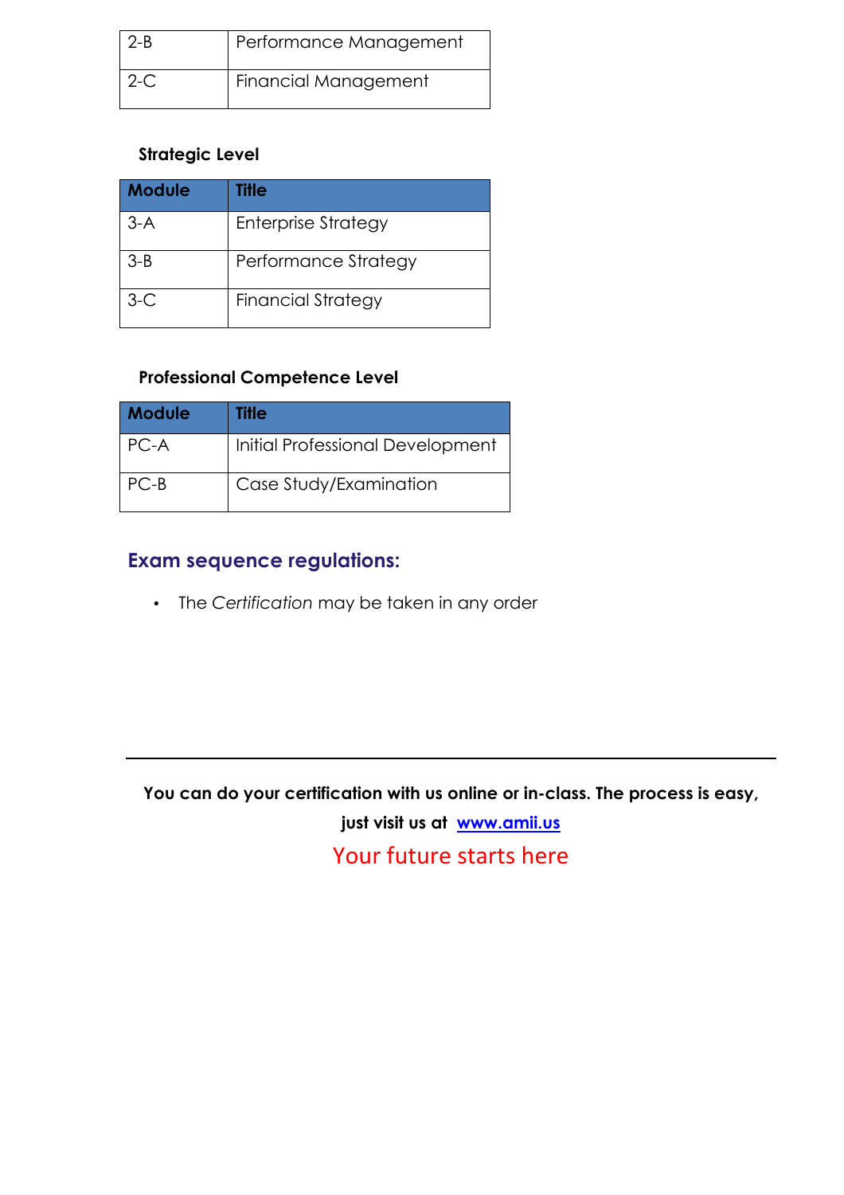| | |
|---|---|
| 2-B | Performance Management |
| 2-C | Financial Management |

**Strategic Level**

| Module | Title |
|---|---|
| 3-A | Enterprise Strategy |
| 3-B | Performance Strategy |
| 3-C | Financial Strategy |

**Professional Competence Level**

| Module | Title |
|---|---|
| PC-A | Initial Professional Development |
| PC-B | Case Study/Examination |

## Exam sequence regulations:

- The *Certification* may be taken in any order

---

**You can do your certification with us online or in-class. The process is easy, just visit us at [www.amii.us](http://www.amii.us)**

Your future starts here